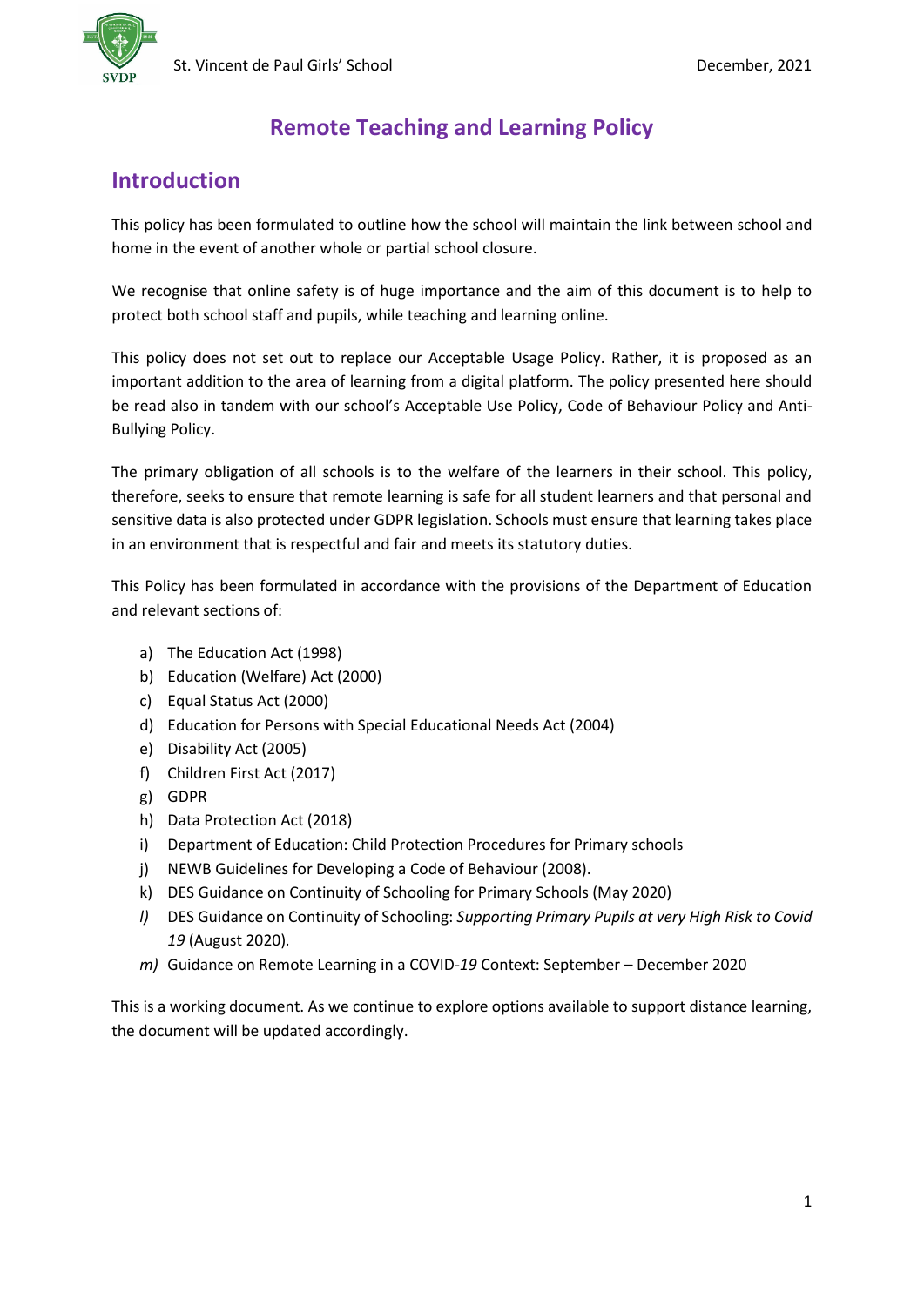# Remote Teaching and Learning Policy

## Introduction

This policy has been formulated to outline how the school will maintain the link between school and home in the event of another whole or partial school closure.

We recognise that online safety is of huge importance and the aim of this document is to help to protect both school staff and pupils, while teaching and learning online.

This policy does not set out to replace our Acceptable Usage Policy. Rather, it is proposed as an important addition to the area of learning from a digital platform. The policy presented here should be read also in tandem with our school's Acceptable Use Policy, Code of Behaviour Policy and Anti-Bullying Policy.

The primary obligation of all schools is to the welfare of the learners in their school. This policy, therefore, seeks to ensure that remote learning is safe for all student learners and that personal and sensitive data is also protected under GDPR legislation. Schools must ensure that learning takes place in an environment that is respectful and fair and meets its statutory duties.

This Policy has been formulated in accordance with the provisions of the Department of Education and relevant sections of:

a) The Education Act (1998)
b) Education (Welfare) Act (2000)
c) Equal Status Act (2000)
d) Education for Persons with Special Educational Needs Act (2004)
e) Disability Act (2005)
f) Children First Act (2017)
g) GDPR
h) Data Protection Act (2018)
i) Department of Education: Child Protection Procedures for Primary schools
j) NEWB Guidelines for Developing a Code of Behaviour (2008).
k) DES Guidance on Continuity of Schooling for Primary Schools (May 2020)
*l)* DES Guidance on Continuity of Schooling: *Supporting Primary Pupils at very High Risk to Covid 19* (August 2020).
*m)* Guidance on Remote Learning in a COVID-*19* Context: September – December 2020

This is a working document. As we continue to explore options available to support distance learning, the document will be updated accordingly.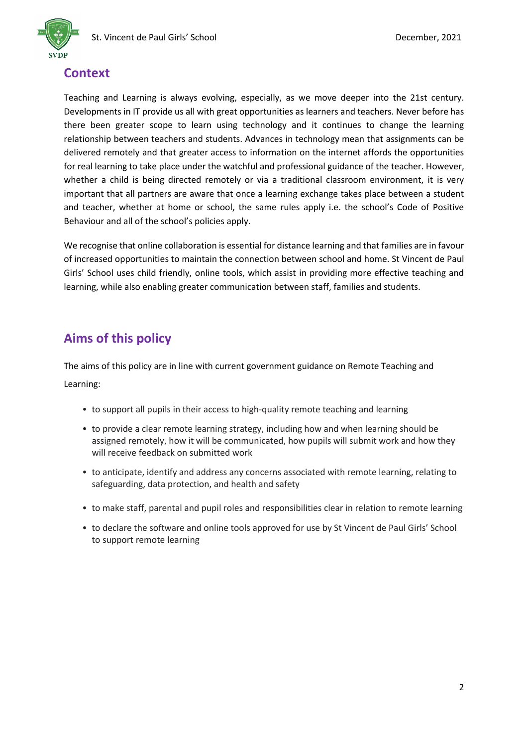## Context

Teaching and Learning is always evolving, especially, as we move deeper into the 21st century. Developments in IT provide us all with great opportunities as learners and teachers. Never before has there been greater scope to learn using technology and it continues to change the learning relationship between teachers and students. Advances in technology mean that assignments can be delivered remotely and that greater access to information on the internet affords the opportunities for real learning to take place under the watchful and professional guidance of the teacher. However, whether a child is being directed remotely or via a traditional classroom environment, it is very important that all partners are aware that once a learning exchange takes place between a student and teacher, whether at home or school, the same rules apply i.e. the school's Code of Positive Behaviour and all of the school's policies apply.

We recognise that online collaboration is essential for distance learning and that families are in favour of increased opportunities to maintain the connection between school and home. St Vincent de Paul Girls' School uses child friendly, online tools, which assist in providing more effective teaching and learning, while also enabling greater communication between staff, families and students.

## Aims of this policy

The aims of this policy are in line with current government guidance on Remote Teaching and Learning:

- to support all pupils in their access to high-quality remote teaching and learning
- to provide a clear remote learning strategy, including how and when learning should be assigned remotely, how it will be communicated, how pupils will submit work and how they will receive feedback on submitted work
- to anticipate, identify and address any concerns associated with remote learning, relating to safeguarding, data protection, and health and safety
- to make staff, parental and pupil roles and responsibilities clear in relation to remote learning
- to declare the software and online tools approved for use by St Vincent de Paul Girls' School to support remote learning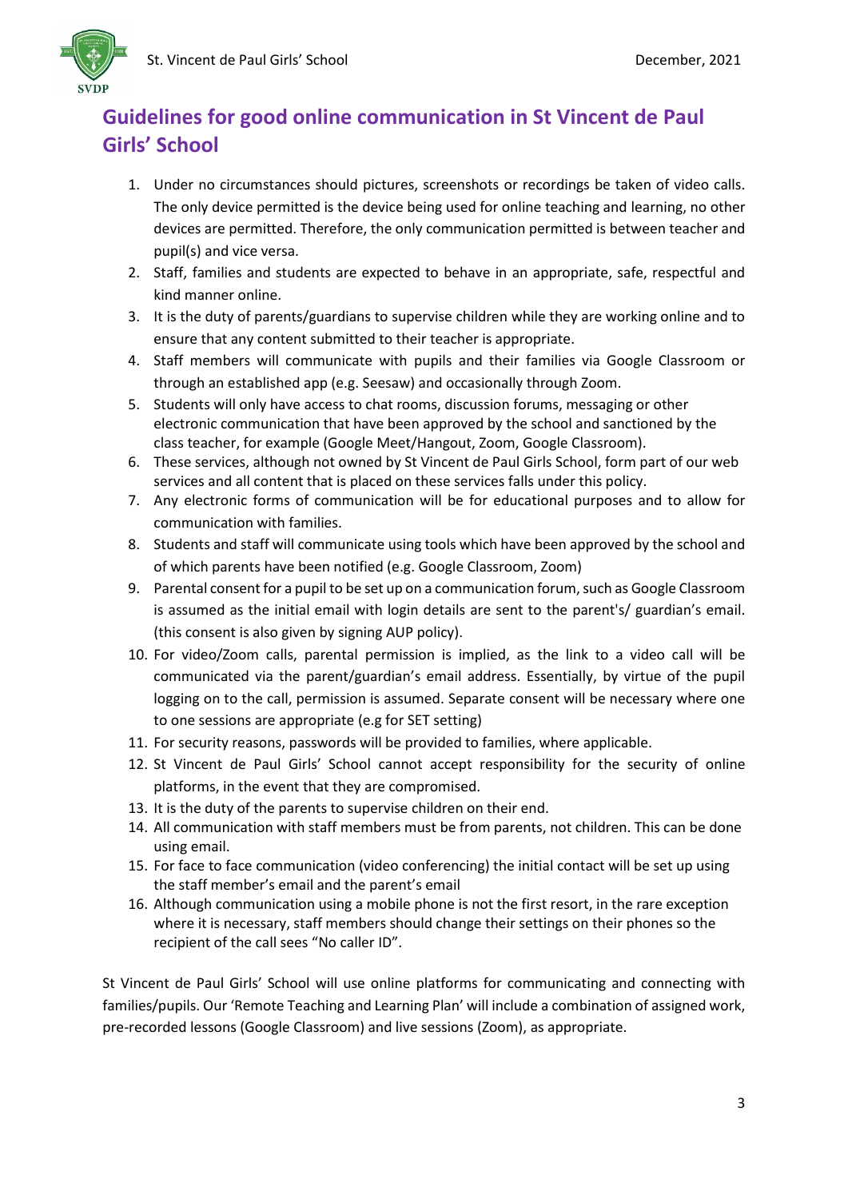# Guidelines for good online communication in St Vincent de Paul Girls' School

1. Under no circumstances should pictures, screenshots or recordings be taken of video calls. The only device permitted is the device being used for online teaching and learning, no other devices are permitted. Therefore, the only communication permitted is between teacher and pupil(s) and vice versa.
2. Staff, families and students are expected to behave in an appropriate, safe, respectful and kind manner online.
3. It is the duty of parents/guardians to supervise children while they are working online and to ensure that any content submitted to their teacher is appropriate.
4. Staff members will communicate with pupils and their families via Google Classroom or through an established app (e.g. Seesaw) and occasionally through Zoom.
5. Students will only have access to chat rooms, discussion forums, messaging or other electronic communication that have been approved by the school and sanctioned by the class teacher, for example (Google Meet/Hangout, Zoom, Google Classroom).
6. These services, although not owned by St Vincent de Paul Girls School, form part of our web services and all content that is placed on these services falls under this policy.
7. Any electronic forms of communication will be for educational purposes and to allow for communication with families.
8. Students and staff will communicate using tools which have been approved by the school and of which parents have been notified (e.g. Google Classroom, Zoom)
9. Parental consent for a pupil to be set up on a communication forum, such as Google Classroom is assumed as the initial email with login details are sent to the parent's/ guardian's email. (this consent is also given by signing AUP policy).
10. For video/Zoom calls, parental permission is implied, as the link to a video call will be communicated via the parent/guardian's email address. Essentially, by virtue of the pupil logging on to the call, permission is assumed. Separate consent will be necessary where one to one sessions are appropriate (e.g for SET setting)
11. For security reasons, passwords will be provided to families, where applicable.
12. St Vincent de Paul Girls' School cannot accept responsibility for the security of online platforms, in the event that they are compromised.
13. It is the duty of the parents to supervise children on their end.
14. All communication with staff members must be from parents, not children. This can be done using email.
15. For face to face communication (video conferencing) the initial contact will be set up using the staff member's email and the parent's email
16. Although communication using a mobile phone is not the first resort, in the rare exception where it is necessary, staff members should change their settings on their phones so the recipient of the call sees "No caller ID".

St Vincent de Paul Girls' School will use online platforms for communicating and connecting with families/pupils. Our 'Remote Teaching and Learning Plan' will include a combination of assigned work, pre-recorded lessons (Google Classroom) and live sessions (Zoom), as appropriate.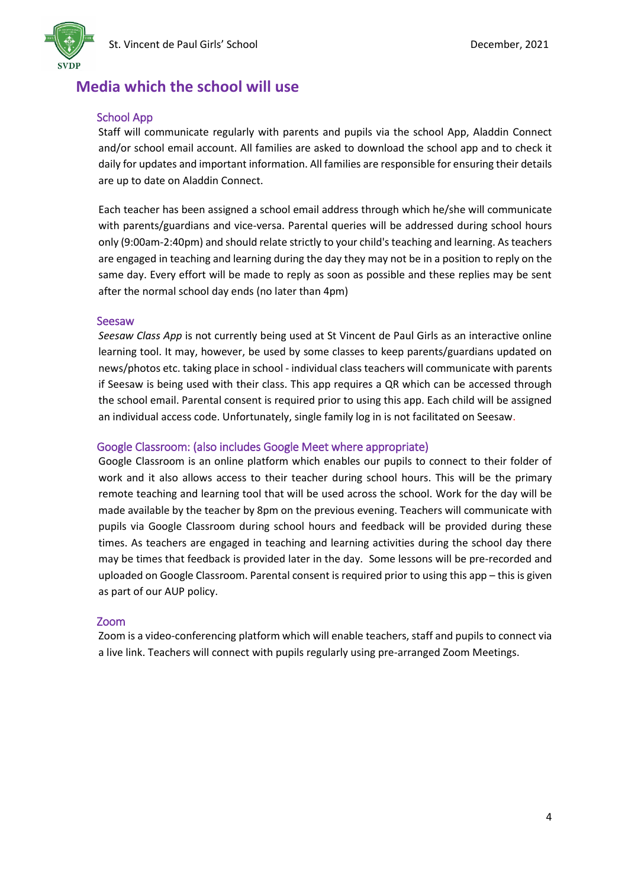# Media which the school will use

## School App

Staff will communicate regularly with parents and pupils via the school App, Aladdin Connect and/or school email account. All families are asked to download the school app and to check it daily for updates and important information. All families are responsible for ensuring their details are up to date on Aladdin Connect.

Each teacher has been assigned a school email address through which he/she will communicate with parents/guardians and vice-versa. Parental queries will be addressed during school hours only (9:00am-2:40pm) and should relate strictly to your child's teaching and learning. As teachers are engaged in teaching and learning during the day they may not be in a position to reply on the same day. Every effort will be made to reply as soon as possible and these replies may be sent after the normal school day ends (no later than 4pm)

## Seesaw

*Seesaw Class App* is not currently being used at St Vincent de Paul Girls as an interactive online learning tool. It may, however, be used by some classes to keep parents/guardians updated on news/photos etc. taking place in school - individual class teachers will communicate with parents if Seesaw is being used with their class. This app requires a QR which can be accessed through the school email. Parental consent is required prior to using this app. Each child will be assigned an individual access code. Unfortunately, single family log in is not facilitated on Seesaw.

## Google Classroom: (also includes Google Meet where appropriate)

Google Classroom is an online platform which enables our pupils to connect to their folder of work and it also allows access to their teacher during school hours. This will be the primary remote teaching and learning tool that will be used across the school. Work for the day will be made available by the teacher by 8pm on the previous evening. Teachers will communicate with pupils via Google Classroom during school hours and feedback will be provided during these times. As teachers are engaged in teaching and learning activities during the school day there may be times that feedback is provided later in the day. Some lessons will be pre-recorded and uploaded on Google Classroom. Parental consent is required prior to using this app – this is given as part of our AUP policy.

## Zoom

Zoom is a video-conferencing platform which will enable teachers, staff and pupils to connect via a live link. Teachers will connect with pupils regularly using pre-arranged Zoom Meetings.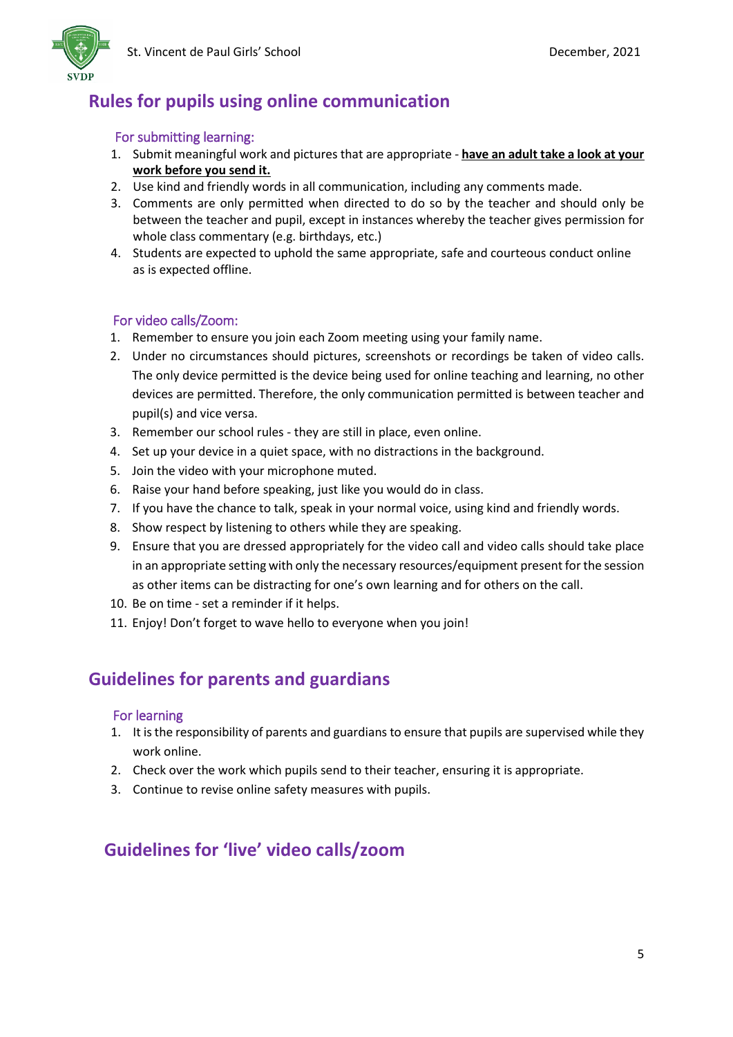## Rules for pupils using online communication

### For submitting learning:

1. Submit meaningful work and pictures that are appropriate - **have an adult take a look at your work before you send it.**
2. Use kind and friendly words in all communication, including any comments made.
3. Comments are only permitted when directed to do so by the teacher and should only be between the teacher and pupil, except in instances whereby the teacher gives permission for whole class commentary (e.g. birthdays, etc.)
4. Students are expected to uphold the same appropriate, safe and courteous conduct online as is expected offline.

### For video calls/Zoom:

1. Remember to ensure you join each Zoom meeting using your family name.
2. Under no circumstances should pictures, screenshots or recordings be taken of video calls. The only device permitted is the device being used for online teaching and learning, no other devices are permitted. Therefore, the only communication permitted is between teacher and pupil(s) and vice versa.
3. Remember our school rules - they are still in place, even online.
4. Set up your device in a quiet space, with no distractions in the background.
5. Join the video with your microphone muted.
6. Raise your hand before speaking, just like you would do in class.
7. If you have the chance to talk, speak in your normal voice, using kind and friendly words.
8. Show respect by listening to others while they are speaking.
9. Ensure that you are dressed appropriately for the video call and video calls should take place in an appropriate setting with only the necessary resources/equipment present for the session as other items can be distracting for one's own learning and for others on the call.
10. Be on time - set a reminder if it helps.
11. Enjoy! Don't forget to wave hello to everyone when you join!

## Guidelines for parents and guardians

### For learning

1. It is the responsibility of parents and guardians to ensure that pupils are supervised while they work online.
2. Check over the work which pupils send to their teacher, ensuring it is appropriate.
3. Continue to revise online safety measures with pupils.

## Guidelines for 'live' video calls/zoom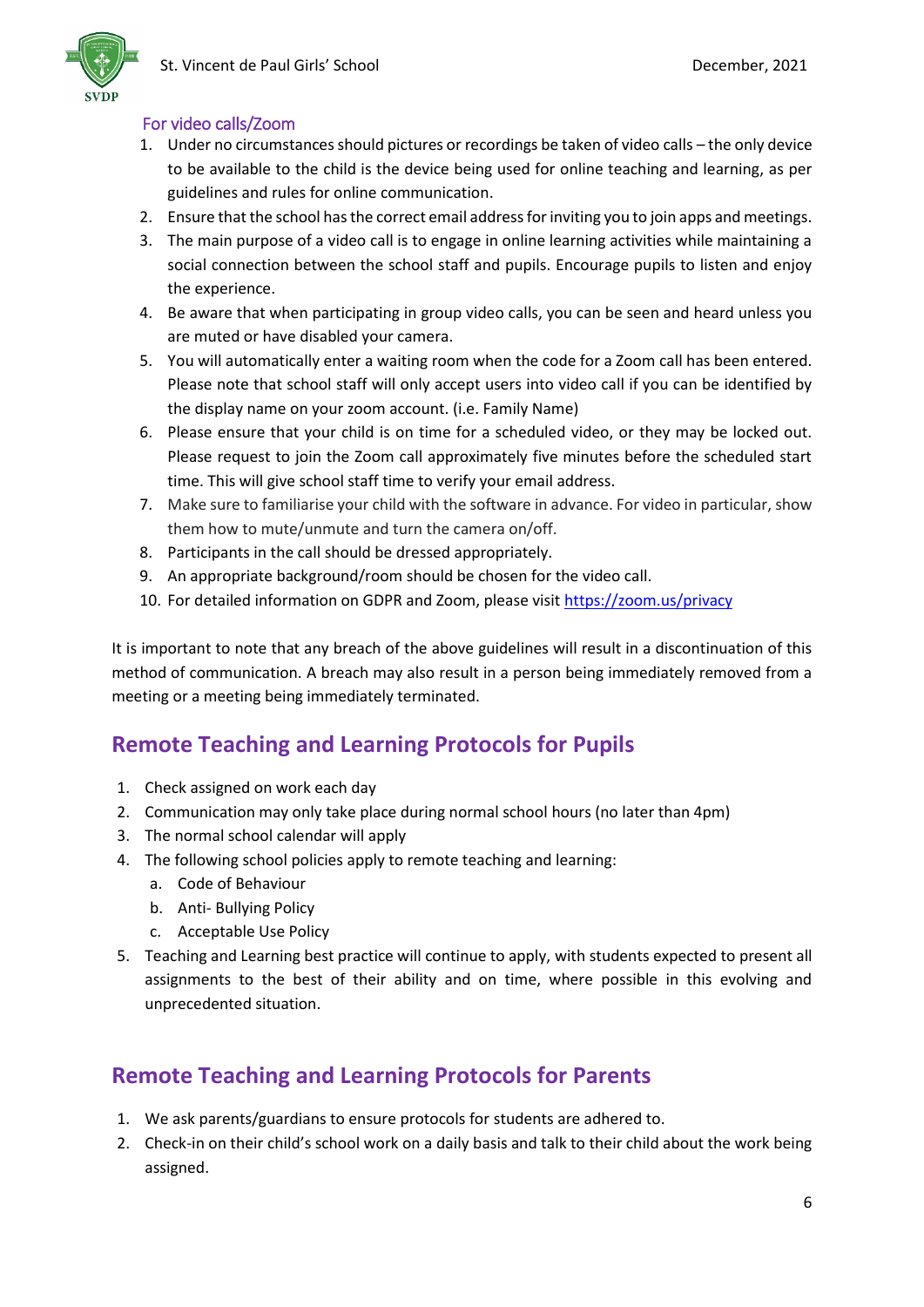### For video calls/Zoom

1. Under no circumstances should pictures or recordings be taken of video calls – the only device to be available to the child is the device being used for online teaching and learning, as per guidelines and rules for online communication.
2. Ensure that the school has the correct email address for inviting you to join apps and meetings.
3. The main purpose of a video call is to engage in online learning activities while maintaining a social connection between the school staff and pupils. Encourage pupils to listen and enjoy the experience.
4. Be aware that when participating in group video calls, you can be seen and heard unless you are muted or have disabled your camera.
5. You will automatically enter a waiting room when the code for a Zoom call has been entered. Please note that school staff will only accept users into video call if you can be identified by the display name on your zoom account. (i.e. Family Name)
6. Please ensure that your child is on time for a scheduled video, or they may be locked out. Please request to join the Zoom call approximately five minutes before the scheduled start time. This will give school staff time to verify your email address.
7. Make sure to familiarise your child with the software in advance. For video in particular, show them how to mute/unmute and turn the camera on/off.
8. Participants in the call should be dressed appropriately.
9. An appropriate background/room should be chosen for the video call.
10. For detailed information on GDPR and Zoom, please visit [https://zoom.us/privacy](https://zoom.us/privacy)

It is important to note that any breach of the above guidelines will result in a discontinuation of this method of communication. A breach may also result in a person being immediately removed from a meeting or a meeting being immediately terminated.

## Remote Teaching and Learning Protocols for Pupils

1. Check assigned on work each day
2. Communication may only take place during normal school hours (no later than 4pm)
3. The normal school calendar will apply
4. The following school policies apply to remote teaching and learning:
   a. Code of Behaviour
   b. Anti- Bullying Policy
   c. Acceptable Use Policy
5. Teaching and Learning best practice will continue to apply, with students expected to present all assignments to the best of their ability and on time, where possible in this evolving and unprecedented situation.

## Remote Teaching and Learning Protocols for Parents

1. We ask parents/guardians to ensure protocols for students are adhered to.
2. Check-in on their child's school work on a daily basis and talk to their child about the work being assigned.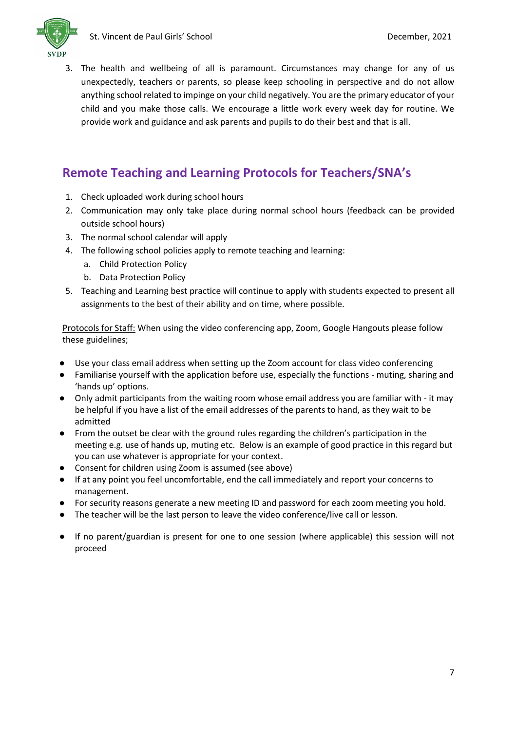3. The health and wellbeing of all is paramount. Circumstances may change for any of us unexpectedly, teachers or parents, so please keep schooling in perspective and do not allow anything school related to impinge on your child negatively. You are the primary educator of your child and you make those calls. We encourage a little work every week day for routine. We provide work and guidance and ask parents and pupils to do their best and that is all.

## Remote Teaching and Learning Protocols for Teachers/SNA's

1. Check uploaded work during school hours
2. Communication may only take place during normal school hours (feedback can be provided outside school hours)
3. The normal school calendar will apply
4. The following school policies apply to remote teaching and learning:
   a. Child Protection Policy
   b. Data Protection Policy
5. Teaching and Learning best practice will continue to apply with students expected to present all assignments to the best of their ability and on time, where possible.

<u>Protocols for Staff:</u> When using the video conferencing app, Zoom, Google Hangouts please follow these guidelines;

- Use your class email address when setting up the Zoom account for class video conferencing
- Familiarise yourself with the application before use, especially the functions - muting, sharing and 'hands up' options.
- Only admit participants from the waiting room whose email address you are familiar with - it may be helpful if you have a list of the email addresses of the parents to hand, as they wait to be admitted
- From the outset be clear with the ground rules regarding the children's participation in the meeting e.g. use of hands up, muting etc. Below is an example of good practice in this regard but you can use whatever is appropriate for your context.
- Consent for children using Zoom is assumed (see above)
- If at any point you feel uncomfortable, end the call immediately and report your concerns to management.
- For security reasons generate a new meeting ID and password for each zoom meeting you hold.
- The teacher will be the last person to leave the video conference/live call or lesson.
- If no parent/guardian is present for one to one session (where applicable) this session will not proceed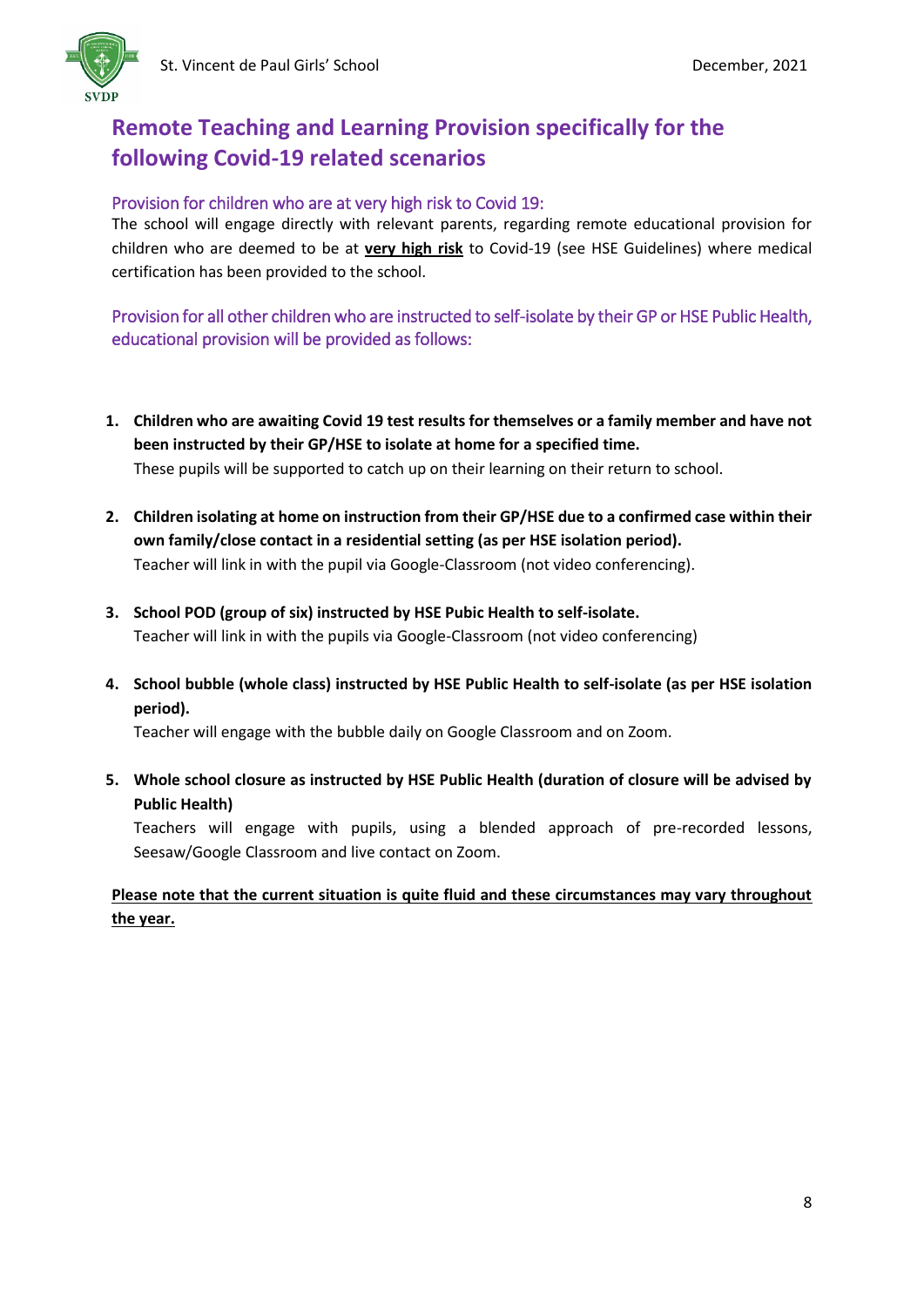## Remote Teaching and Learning Provision specifically for the following Covid-19 related scenarios

### Provision for children who are at very high risk to Covid 19:

The school will engage directly with relevant parents, regarding remote educational provision for children who are deemed to be at **very high risk** to Covid-19 (see HSE Guidelines) where medical certification has been provided to the school.

### Provision for all other children who are instructed to self-isolate by their GP or HSE Public Health, educational provision will be provided as follows:

1. **Children who are awaiting Covid 19 test results for themselves or a family member and have not been instructed by their GP/HSE to isolate at home for a specified time.**
   These pupils will be supported to catch up on their learning on their return to school.

2. **Children isolating at home on instruction from their GP/HSE due to a confirmed case within their own family/close contact in a residential setting (as per HSE isolation period).**
   Teacher will link in with the pupil via Google-Classroom (not video conferencing).

3. **School POD (group of six) instructed by HSE Pubic Health to self-isolate.**
   Teacher will link in with the pupils via Google-Classroom (not video conferencing)

4. **School bubble (whole class) instructed by HSE Public Health to self-isolate (as per HSE isolation period).**
   Teacher will engage with the bubble daily on Google Classroom and on Zoom.

5. **Whole school closure as instructed by HSE Public Health (duration of closure will be advised by Public Health)**
   Teachers will engage with pupils, using a blended approach of pre-recorded lessons, Seesaw/Google Classroom and live contact on Zoom.

**Please note that the current situation is quite fluid and these circumstances may vary throughout the year.**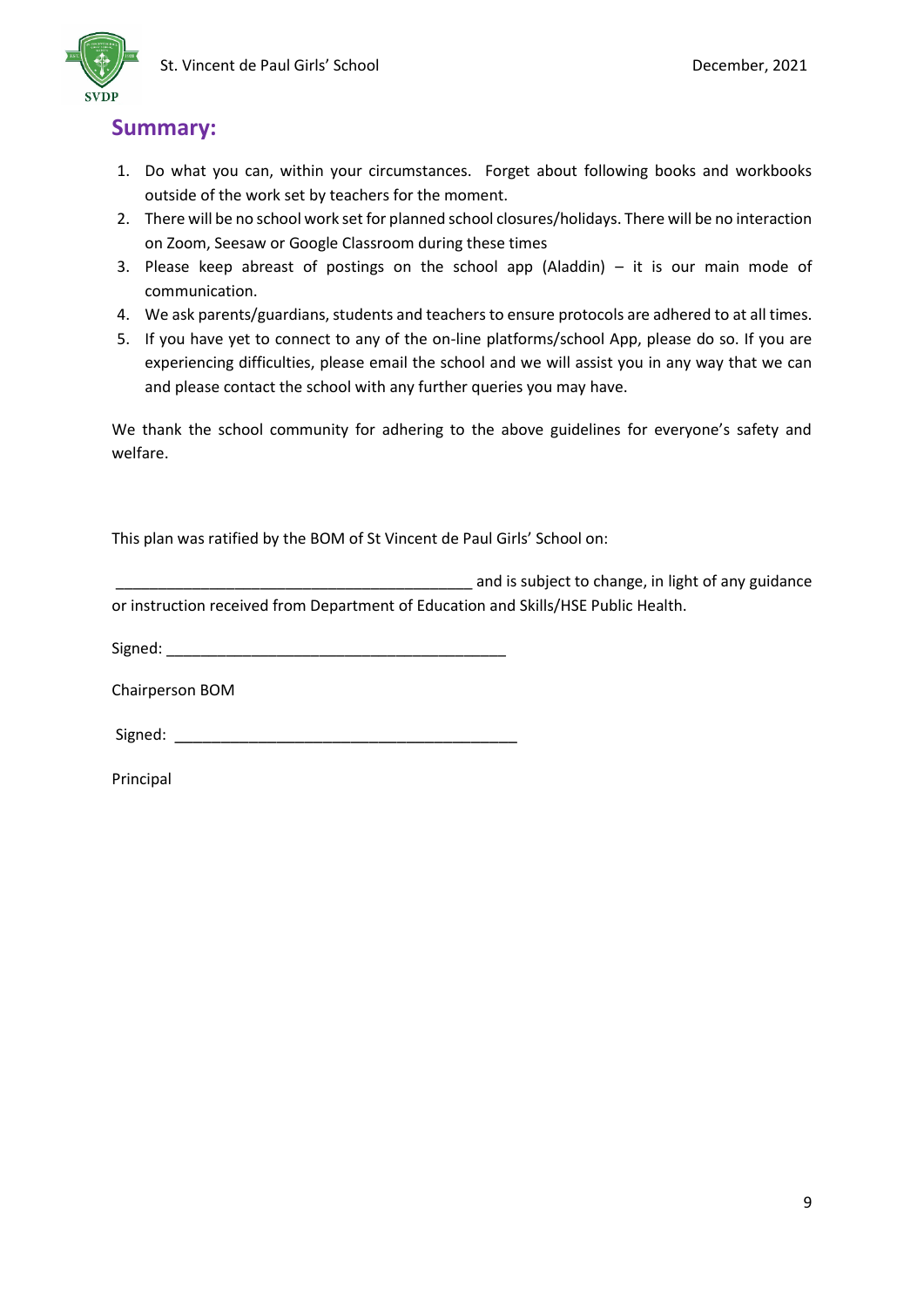## Summary:

1. Do what you can, within your circumstances. Forget about following books and workbooks outside of the work set by teachers for the moment.
2. There will be no school work set for planned school closures/holidays. There will be no interaction on Zoom, Seesaw or Google Classroom during these times
3. Please keep abreast of postings on the school app (Aladdin) – it is our main mode of communication.
4. We ask parents/guardians, students and teachers to ensure protocols are adhered to at all times.
5. If you have yet to connect to any of the on-line platforms/school App, please do so. If you are experiencing difficulties, please email the school and we will assist you in any way that we can and please contact the school with any further queries you may have.

We thank the school community for adhering to the above guidelines for everyone's safety and welfare.

This plan was ratified by the BOM of St Vincent de Paul Girls' School on:

___________________________________________ and is subject to change, in light of any guidance or instruction received from Department of Education and Skills/HSE Public Health.

Signed: _________________________________________

Chairperson BOM

Signed: _________________________________________

Principal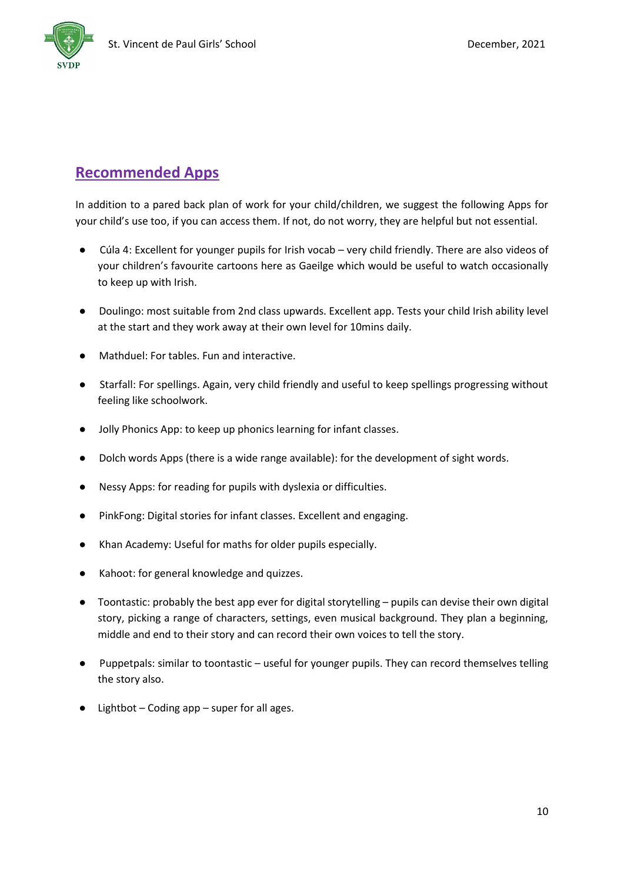## Recommended Apps

In addition to a pared back plan of work for your child/children, we suggest the following Apps for your child's use too, if you can access them. If not, do not worry, they are helpful but not essential.

- Cúla 4: Excellent for younger pupils for Irish vocab – very child friendly. There are also videos of your children's favourite cartoons here as Gaeilge which would be useful to watch occasionally to keep up with Irish.
- Doulingo: most suitable from 2nd class upwards. Excellent app. Tests your child Irish ability level at the start and they work away at their own level for 10mins daily.
- Mathduel: For tables. Fun and interactive.
- Starfall: For spellings. Again, very child friendly and useful to keep spellings progressing without feeling like schoolwork.
- Jolly Phonics App: to keep up phonics learning for infant classes.
- Dolch words Apps (there is a wide range available): for the development of sight words.
- Nessy Apps: for reading for pupils with dyslexia or difficulties.
- PinkFong: Digital stories for infant classes. Excellent and engaging.
- Khan Academy: Useful for maths for older pupils especially.
- Kahoot: for general knowledge and quizzes.
- Toontastic: probably the best app ever for digital storytelling – pupils can devise their own digital story, picking a range of characters, settings, even musical background. They plan a beginning, middle and end to their story and can record their own voices to tell the story.
- Puppetpals: similar to toontastic – useful for younger pupils. They can record themselves telling the story also.
- Lightbot – Coding app – super for all ages.